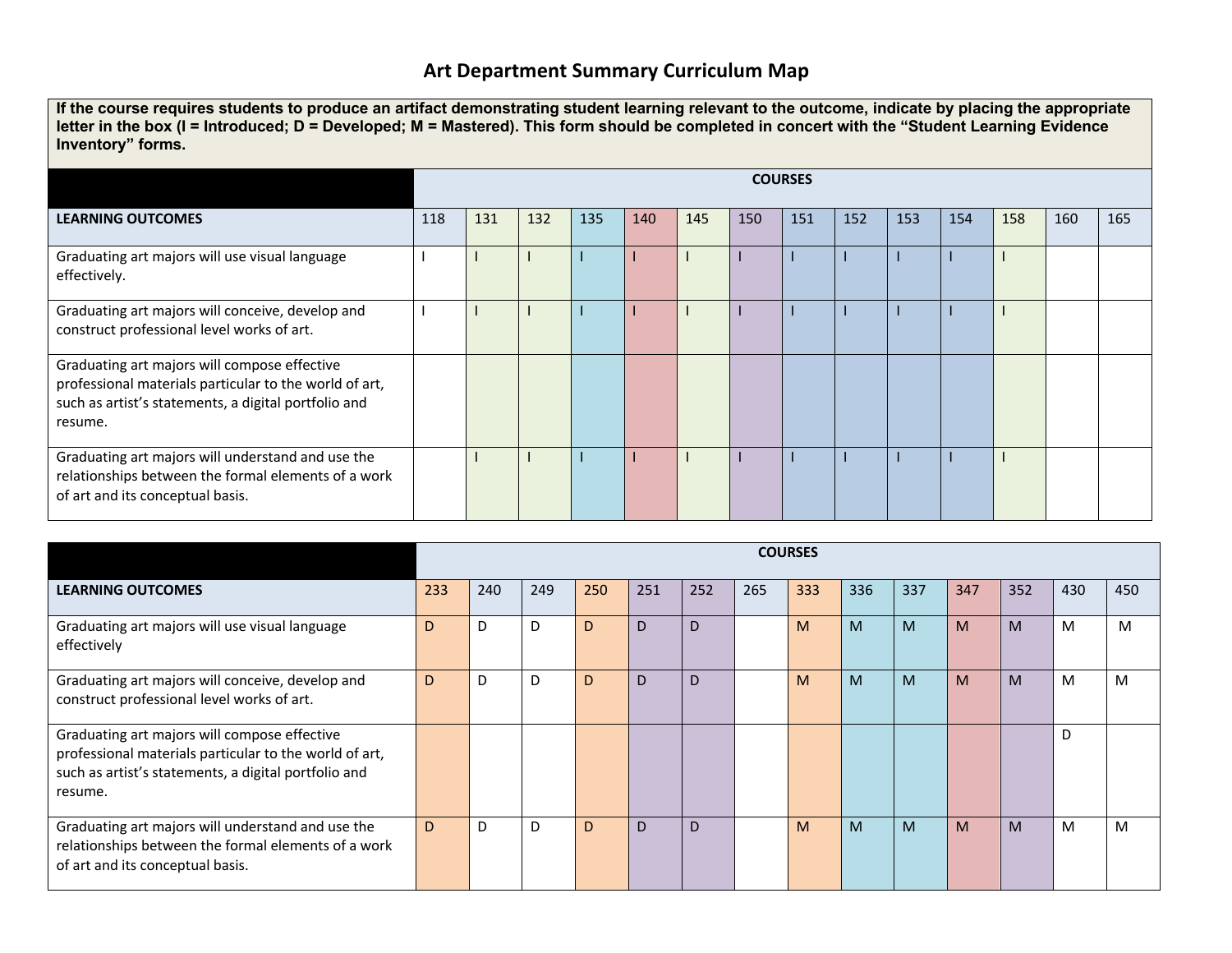# Art Department Summary Curriculum Map

**If the course requires students to produce an artifact demonstrating student learning relevant to the outcome, indicate by placing the appropriate letter in the box (I = Introduced; D = Developed; M = Mastered). This form should be completed in concert with the "Student Learning Evidence Inventory" forms.**

| | COURSES | | | | | | | | | | | | | |
|---|---|---|---|---|---|---|---|---|---|---|---|---|---|---|
| **LEARNING OUTCOMES** | 118 | 131 | 132 | 135 | 140 | 145 | 150 | 151 | 152 | 153 | 154 | 158 | 160 | 165 |
| Graduating art majors will use visual language effectively. | I | I | I | I | I | I | I | I | I | I | I | I | | |
| Graduating art majors will conceive, develop and construct professional level works of art. | I | I | I | I | I | I | I | I | I | I | I | I | | |
| Graduating art majors will compose effective professional materials particular to the world of art, such as artist's statements, a digital portfolio and resume. | | | | | | | | | | | | | | |
| Graduating art majors will understand and use the relationships between the formal elements of a work of art and its conceptual basis. | | I | I | I | I | I | I | I | I | I | I | I | | |

| | COURSES | | | | | | | | | | | | | |
|---|---|---|---|---|---|---|---|---|---|---|---|---|---|---|
| **LEARNING OUTCOMES** | 233 | 240 | 249 | 250 | 251 | 252 | 265 | 333 | 336 | 337 | 347 | 352 | 430 | 450 |
| Graduating art majors will use visual language effectively | D | D | D | D | D | D | | M | M | M | M | M | M | M |
| Graduating art majors will conceive, develop and construct professional level works of art. | D | D | D | D | D | D | | M | M | M | M | M | M | M |
| Graduating art majors will compose effective professional materials particular to the world of art, such as artist's statements, a digital portfolio and resume. | | | | | | | | | | | | | D | |
| Graduating art majors will understand and use the relationships between the formal elements of a work of art and its conceptual basis. | D | D | D | D | D | D | | M | M | M | M | M | M | M |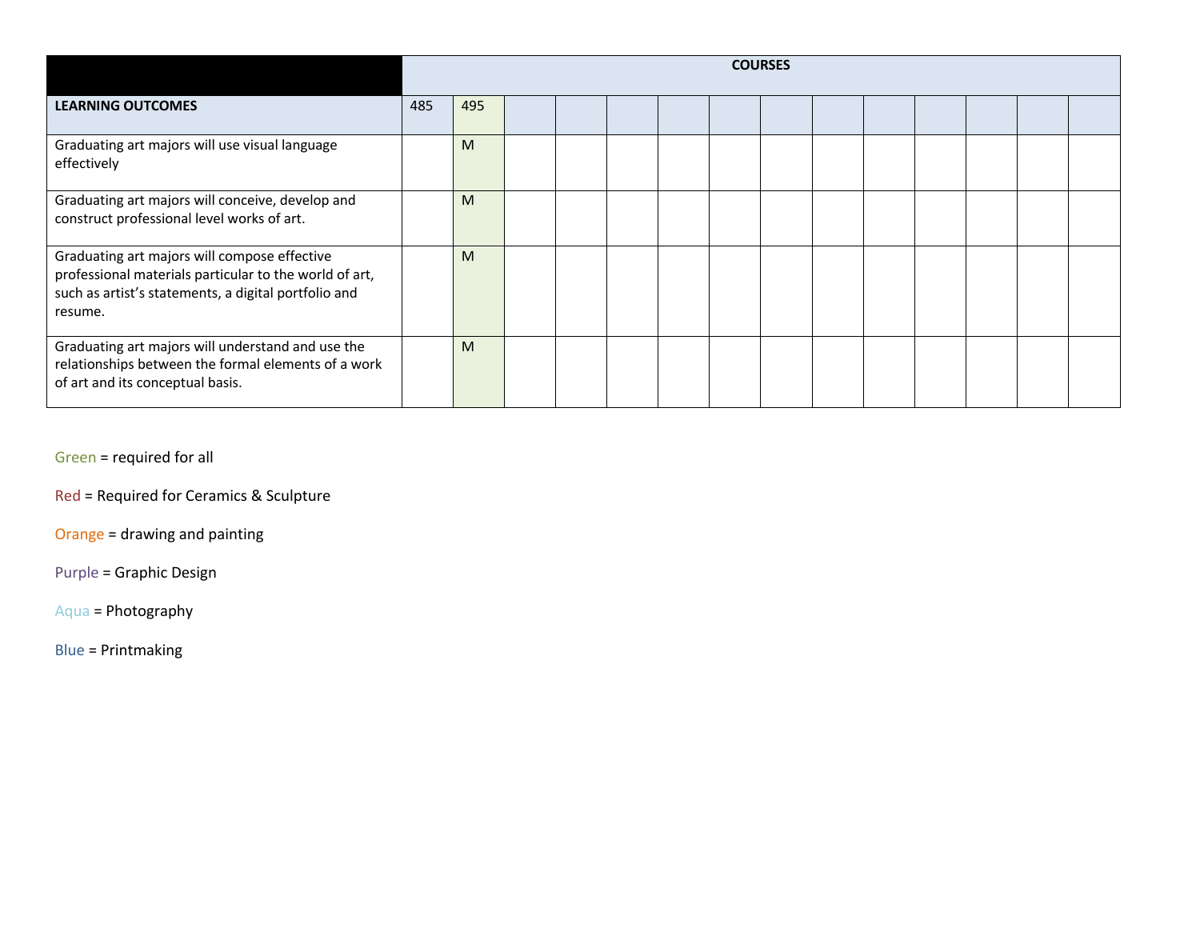| | COURSES | | | | | | | | | | | | | |
|---|---|---|---|---|---|---|---|---|---|---|---|---|---|---|
| **LEARNING OUTCOMES** | 485 | 495 | | | | | | | | | | | | |
| Graduating art majors will use visual language effectively | | M | | | | | | | | | | | | |
| Graduating art majors will conceive, develop and construct professional level works of art. | | M | | | | | | | | | | | | |
| Graduating art majors will compose effective professional materials particular to the world of art, such as artist's statements, a digital portfolio and resume. | | M | | | | | | | | | | | | |
| Graduating art majors will understand and use the relationships between the formal elements of a work of art and its conceptual basis. | | M | | | | | | | | | | | | |

Green = required for all

Red = Required for Ceramics & Sculpture

Orange = drawing and painting

Purple = Graphic Design

Aqua = Photography

Blue = Printmaking